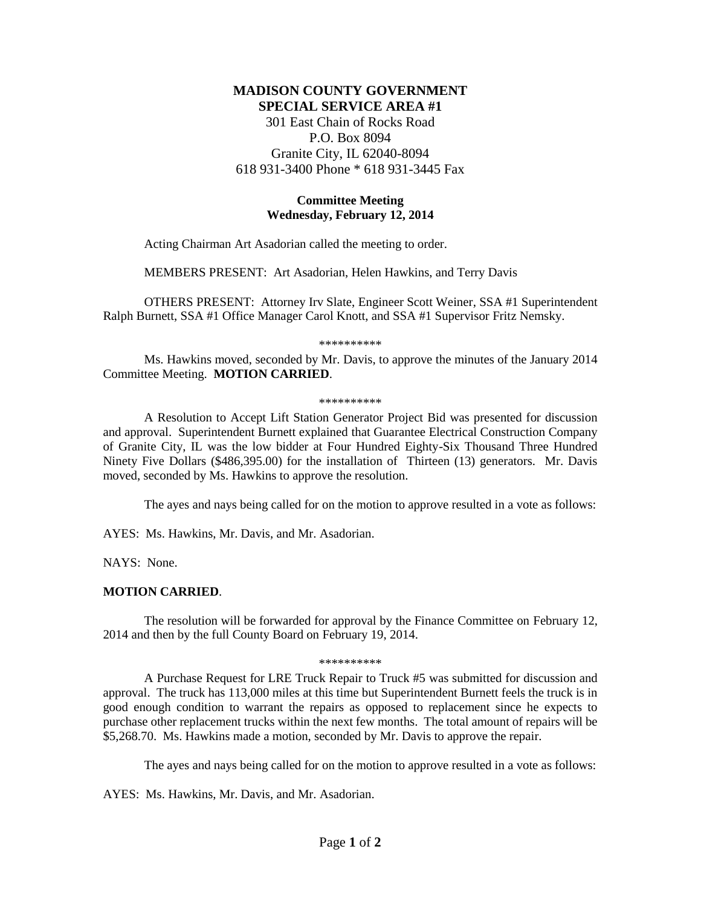**MADISON COUNTY GOVERNMENT**
**SPECIAL SERVICE AREA #1**

301 East Chain of Rocks Road
P.O. Box 8094
Granite City, IL 62040-8094
618 931-3400 Phone * 618 931-3445 Fax

**Committee Meeting**
**Wednesday, February 12, 2014**

Acting Chairman Art Asadorian called the meeting to order.

MEMBERS PRESENT: Art Asadorian, Helen Hawkins, and Terry Davis

OTHERS PRESENT: Attorney Irv Slate, Engineer Scott Weiner, SSA #1 Superintendent Ralph Burnett, SSA #1 Office Manager Carol Knott, and SSA #1 Supervisor Fritz Nemsky.

**********

Ms. Hawkins moved, seconded by Mr. Davis, to approve the minutes of the January 2014 Committee Meeting. **MOTION CARRIED**.

**********

A Resolution to Accept Lift Station Generator Project Bid was presented for discussion and approval. Superintendent Burnett explained that Guarantee Electrical Construction Company of Granite City, IL was the low bidder at Four Hundred Eighty-Six Thousand Three Hundred Ninety Five Dollars ($486,395.00) for the installation of Thirteen (13) generators. Mr. Davis moved, seconded by Ms. Hawkins to approve the resolution.

The ayes and nays being called for on the motion to approve resulted in a vote as follows:

AYES: Ms. Hawkins, Mr. Davis, and Mr. Asadorian.

NAYS: None.

**MOTION CARRIED**.

The resolution will be forwarded for approval by the Finance Committee on February 12, 2014 and then by the full County Board on February 19, 2014.

**********

A Purchase Request for LRE Truck Repair to Truck #5 was submitted for discussion and approval. The truck has 113,000 miles at this time but Superintendent Burnett feels the truck is in good enough condition to warrant the repairs as opposed to replacement since he expects to purchase other replacement trucks within the next few months. The total amount of repairs will be $5,268.70. Ms. Hawkins made a motion, seconded by Mr. Davis to approve the repair.

The ayes and nays being called for on the motion to approve resulted in a vote as follows:

AYES: Ms. Hawkins, Mr. Davis, and Mr. Asadorian.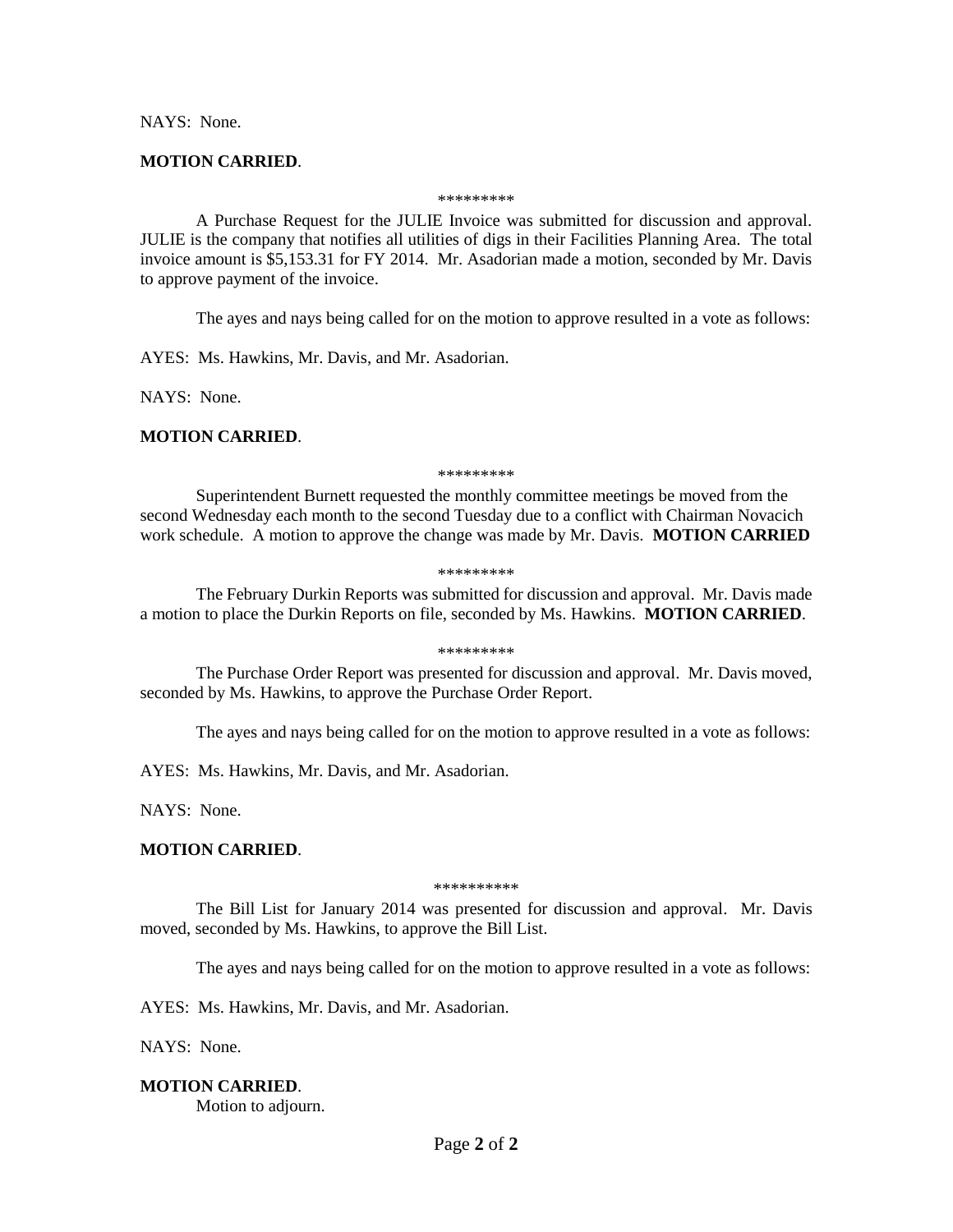NAYS: None.

**MOTION CARRIED**.

*********

A Purchase Request for the JULIE Invoice was submitted for discussion and approval. JULIE is the company that notifies all utilities of digs in their Facilities Planning Area. The total invoice amount is $5,153.31 for FY 2014. Mr. Asadorian made a motion, seconded by Mr. Davis to approve payment of the invoice.

The ayes and nays being called for on the motion to approve resulted in a vote as follows:

AYES: Ms. Hawkins, Mr. Davis, and Mr. Asadorian.

NAYS: None.

**MOTION CARRIED**.

*********

Superintendent Burnett requested the monthly committee meetings be moved from the second Wednesday each month to the second Tuesday due to a conflict with Chairman Novacich work schedule. A motion to approve the change was made by Mr. Davis. **MOTION CARRIED**

*********

The February Durkin Reports was submitted for discussion and approval. Mr. Davis made a motion to place the Durkin Reports on file, seconded by Ms. Hawkins. **MOTION CARRIED**.

*********

The Purchase Order Report was presented for discussion and approval. Mr. Davis moved, seconded by Ms. Hawkins, to approve the Purchase Order Report.

The ayes and nays being called for on the motion to approve resulted in a vote as follows:

AYES: Ms. Hawkins, Mr. Davis, and Mr. Asadorian.

NAYS: None.

**MOTION CARRIED**.

**********

The Bill List for January 2014 was presented for discussion and approval. Mr. Davis moved, seconded by Ms. Hawkins, to approve the Bill List.

The ayes and nays being called for on the motion to approve resulted in a vote as follows:

AYES: Ms. Hawkins, Mr. Davis, and Mr. Asadorian.

NAYS: None.

**MOTION CARRIED**.

Motion to adjourn.